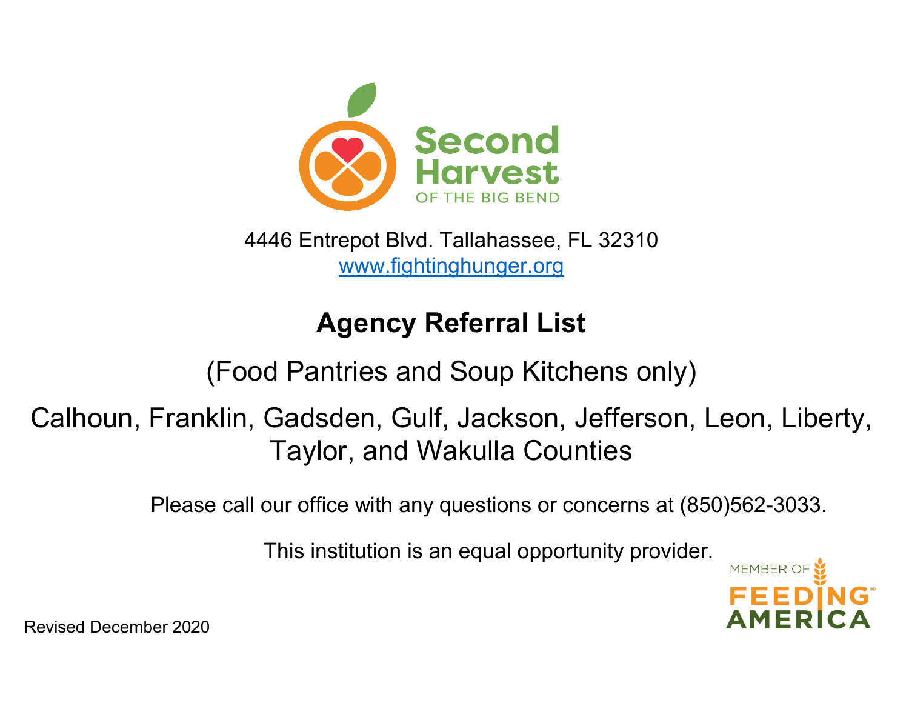Second Harvest
OF THE BIG BEND

4446 Entrepot Blvd. Tallahassee, FL 32310
www.fightinghunger.org

# Agency Referral List

## (Food Pantries and Soup Kitchens only)

## Calhoun, Franklin, Gadsden, Gulf, Jackson, Jefferson, Leon, Liberty, Taylor, and Wakulla Counties

Please call our office with any questions or concerns at (850)562-3033.

This institution is an equal opportunity provider.

MEMBER OF FEEDING AMERICA

Revised December 2020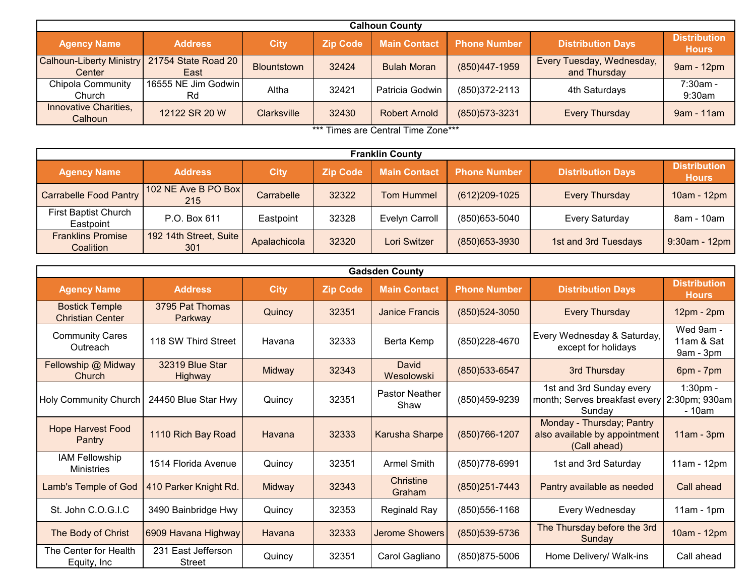## Calhoun County

| Agency Name | Address | City | Zip Code | Main Contact | Phone Number | Distribution Days | Distribution Hours |
|---|---|---|---|---|---|---|---|
| Calhoun-Liberty Ministry Center | 21754 State Road 20 East | Blountstown | 32424 | Bulah Moran | (850)447-1959 | Every Tuesday, Wednesday, and Thursday | 9am - 12pm |
| Chipola Community Church | 16555 NE Jim Godwin Rd | Altha | 32421 | Patricia Godwin | (850)372-2113 | 4th Saturdays | 7:30am - 9:30am |
| Innovative Charities, Calhoun | 12122 SR 20 W | Clarksville | 32430 | Robert Arnold | (850)573-3231 | Every Thursday | 9am - 11am |

*** Times are Central Time Zone***

## Franklin County

| Agency Name | Address | City | Zip Code | Main Contact | Phone Number | Distribution Days | Distribution Hours |
|---|---|---|---|---|---|---|---|
| Carrabelle Food Pantry | 102 NE Ave B PO Box 215 | Carrabelle | 32322 | Tom Hummel | (612)209-1025 | Every Thursday | 10am - 12pm |
| First Baptist Church Eastpoint | P.O. Box 611 | Eastpoint | 32328 | Evelyn Carroll | (850)653-5040 | Every Saturday | 8am - 10am |
| Franklins Promise Coalition | 192 14th Street, Suite 301 | Apalachicola | 32320 | Lori Switzer | (850)653-3930 | 1st and 3rd Tuesdays | 9:30am - 12pm |

## Gadsden County

| Agency Name | Address | City | Zip Code | Main Contact | Phone Number | Distribution Days | Distribution Hours |
|---|---|---|---|---|---|---|---|
| Bostick Temple Christian Center | 3795 Pat Thomas Parkway | Quincy | 32351 | Janice Francis | (850)524-3050 | Every Thursday | 12pm - 2pm |
| Community Cares Outreach | 118 SW Third Street | Havana | 32333 | Berta Kemp | (850)228-4670 | Every Wednesday & Saturday, except for holidays | Wed 9am - 11am & Sat 9am - 3pm |
| Fellowship @ Midway Church | 32319 Blue Star Highway | Midway | 32343 | David Wesolowski | (850)533-6547 | 3rd Thursday | 6pm - 7pm |
| Holy Community Church | 24450 Blue Star Hwy | Quincy | 32351 | Pastor Neather Shaw | (850)459-9239 | 1st and 3rd Sunday every month; Serves breakfast every Sunday | 1:30pm - 2:30pm; 930am - 10am |
| Hope Harvest Food Pantry | 1110 Rich Bay Road | Havana | 32333 | Karusha Sharpe | (850)766-1207 | Monday - Thursday; Pantry also available by appointment (Call ahead) | 11am - 3pm |
| IAM Fellowship Ministries | 1514 Florida Avenue | Quincy | 32351 | Armel Smith | (850)778-6991 | 1st and 3rd Saturday | 11am - 12pm |
| Lamb's Temple of God | 410 Parker Knight Rd. | Midway | 32343 | Christine Graham | (850)251-7443 | Pantry available as needed | Call ahead |
| St. John C.O.G.I.C | 3490 Bainbridge Hwy | Quincy | 32353 | Reginald Ray | (850)556-1168 | Every Wednesday | 11am - 1pm |
| The Body of Christ | 6909 Havana Highway | Havana | 32333 | Jerome Showers | (850)539-5736 | The Thursday before the 3rd Sunday | 10am - 12pm |
| The Center for Health Equity, Inc | 231 East Jefferson Street | Quincy | 32351 | Carol Gagliano | (850)875-5006 | Home Delivery/ Walk-ins | Call ahead |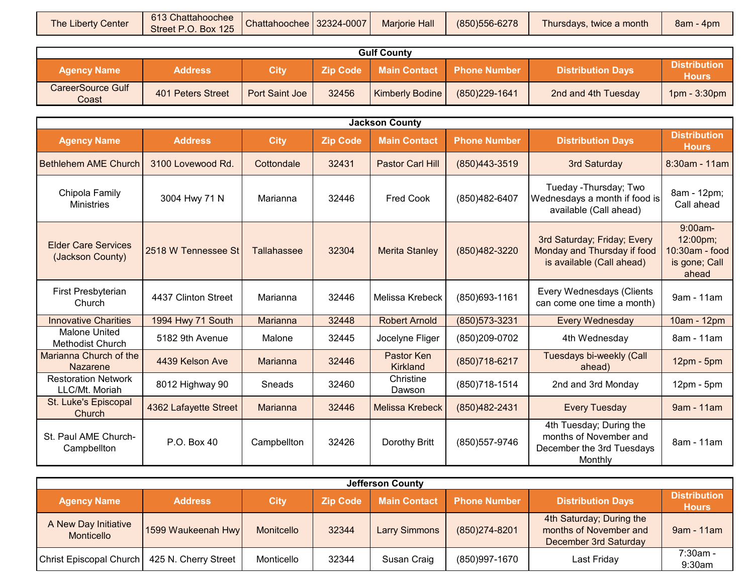| The Liberty Center | 613 Chattahoochee Street P.O. Box 125 | Chattahoochee | 32324-0007 | Marjorie Hall | (850)556-6278 | Thursdays, twice a month | 8am - 4pm |
|---|---|---|---|---|---|---|---|

**Gulf County**

| Agency Name | Address | City | Zip Code | Main Contact | Phone Number | Distribution Days | Distribution Hours |
|---|---|---|---|---|---|---|---|
| CareerSource Gulf Coast | 401 Peters Street | Port Saint Joe | 32456 | Kimberly Bodine | (850)229-1641 | 2nd and 4th Tuesday | 1pm - 3:30pm |

**Jackson County**

| Agency Name | Address | City | Zip Code | Main Contact | Phone Number | Distribution Days | Distribution Hours |
|---|---|---|---|---|---|---|---|
| Bethlehem AME Church | 3100 Lovewood Rd. | Cottondale | 32431 | Pastor Carl Hill | (850)443-3519 | 3rd Saturday | 8:30am - 11am |
| Chipola Family Ministries | 3004 Hwy 71 N | Marianna | 32446 | Fred Cook | (850)482-6407 | Tueday -Thursday; Two Wednesdays a month if food is available (Call ahead) | 8am - 12pm; Call ahead |
| Elder Care Services (Jackson County) | 2518 W Tennessee St | Tallahassee | 32304 | Merita Stanley | (850)482-3220 | 3rd Saturday; Friday; Every Monday and Thursday if food is available (Call ahead) | 9:00am-12:00pm; 10:30am - food is gone; Call ahead |
| First Presbyterian Church | 4437 Clinton Street | Marianna | 32446 | Melissa Krebeck | (850)693-1161 | Every Wednesdays (Clients can come one time a month) | 9am - 11am |
| Innovative Charities | 1994 Hwy 71 South | Marianna | 32448 | Robert Arnold | (850)573-3231 | Every Wednesday | 10am - 12pm |
| Malone United Methodist Church | 5182 9th Avenue | Malone | 32445 | Jocelyne Fliger | (850)209-0702 | 4th Wednesday | 8am - 11am |
| Marianna Church of the Nazarene | 4439 Kelson Ave | Marianna | 32446 | Pastor Ken Kirkland | (850)718-6217 | Tuesdays bi-weekly (Call ahead) | 12pm - 5pm |
| Restoration Network LLC/Mt. Moriah | 8012 Highway 90 | Sneads | 32460 | Christine Dawson | (850)718-1514 | 2nd and 3rd Monday | 12pm - 5pm |
| St. Luke's Episcopal Church | 4362 Lafayette Street | Marianna | 32446 | Melissa Krebeck | (850)482-2431 | Every Tuesday | 9am - 11am |
| St. Paul AME Church-Campbellton | P.O. Box 40 | Campbellton | 32426 | Dorothy Britt | (850)557-9746 | 4th Tuesday; During the months of November and December the 3rd Tuesdays Monthly | 8am - 11am |

**Jefferson County**

| Agency Name | Address | City | Zip Code | Main Contact | Phone Number | Distribution Days | Distribution Hours |
|---|---|---|---|---|---|---|---|
| A New Day Initiative Monticello | 1599 Waukeenah Hwy | Monitcello | 32344 | Larry Simmons | (850)274-8201 | 4th Saturday; During the months of November and December 3rd Saturday | 9am - 11am |
| Christ Episcopal Church | 425 N. Cherry Street | Monticello | 32344 | Susan Craig | (850)997-1670 | Last Friday | 7:30am - 9:30am |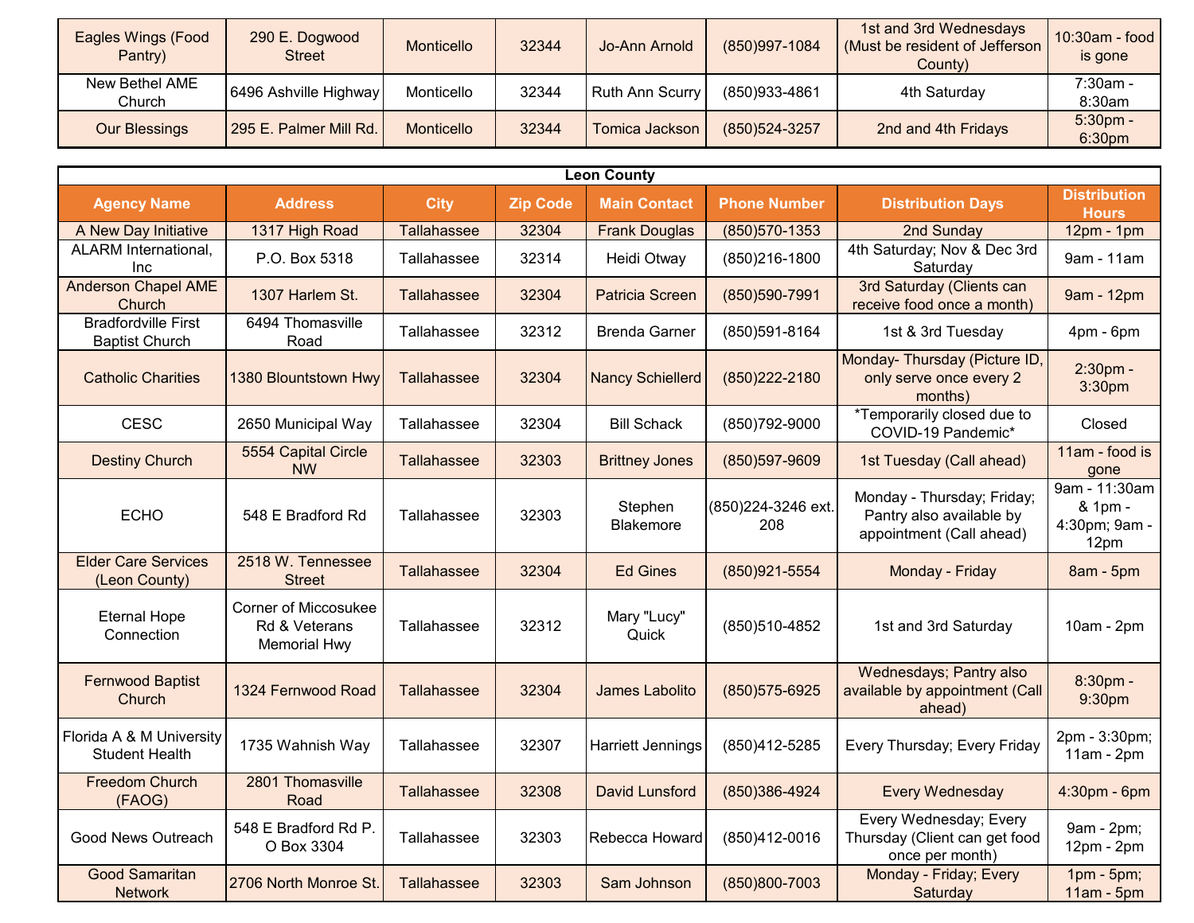| Eagles Wings (Food Pantry) | 290 E. Dogwood Street | Monticello | 32344 | Jo-Ann Arnold | (850)997-1084 | 1st and 3rd Wednesdays (Must be resident of Jefferson County) | 10:30am - food is gone |
|---|---|---|---|---|---|---|---|
| New Bethel AME Church | 6496 Ashville Highway | Monticello | 32344 | Ruth Ann Scurry | (850)933-4861 | 4th Saturday | 7:30am - 8:30am |
| Our Blessings | 295 E. Palmer Mill Rd. | Monticello | 32344 | Tomica Jackson | (850)524-3257 | 2nd and 4th Fridays | 5:30pm - 6:30pm |

**Leon County**

| Agency Name | Address | City | Zip Code | Main Contact | Phone Number | Distribution Days | Distribution Hours |
|---|---|---|---|---|---|---|---|
| A New Day Initiative | 1317 High Road | Tallahassee | 32304 | Frank Douglas | (850)570-1353 | 2nd Sunday | 12pm - 1pm |
| ALARM International, Inc | P.O. Box 5318 | Tallahassee | 32314 | Heidi Otway | (850)216-1800 | 4th Saturday; Nov & Dec 3rd Saturday | 9am - 11am |
| Anderson Chapel AME Church | 1307 Harlem St. | Tallahassee | 32304 | Patricia Screen | (850)590-7991 | 3rd Saturday (Clients can receive food once a month) | 9am - 12pm |
| Bradfordville First Baptist Church | 6494 Thomasville Road | Tallahassee | 32312 | Brenda Garner | (850)591-8164 | 1st & 3rd Tuesday | 4pm - 6pm |
| Catholic Charities | 1380 Blountstown Hwy | Tallahassee | 32304 | Nancy Schiellerd | (850)222-2180 | Monday- Thursday (Picture ID, only serve once every 2 months) | 2:30pm - 3:30pm |
| CESC | 2650 Municipal Way | Tallahassee | 32304 | Bill Schack | (850)792-9000 | *Temporarily closed due to COVID-19 Pandemic* | Closed |
| Destiny Church | 5554 Capital Circle NW | Tallahassee | 32303 | Brittney Jones | (850)597-9609 | 1st Tuesday (Call ahead) | 11am - food is gone |
| ECHO | 548 E Bradford Rd | Tallahassee | 32303 | Stephen Blakemore | (850)224-3246 ext. 208 | Monday - Thursday; Friday; Pantry also available by appointment (Call ahead) | 9am - 11:30am & 1pm - 4:30pm; 9am - 12pm |
| Elder Care Services (Leon County) | 2518 W. Tennessee Street | Tallahassee | 32304 | Ed Gines | (850)921-5554 | Monday - Friday | 8am - 5pm |
| Eternal Hope Connection | Corner of Miccosukee Rd & Veterans Memorial Hwy | Tallahassee | 32312 | Mary "Lucy" Quick | (850)510-4852 | 1st and 3rd Saturday | 10am - 2pm |
| Fernwood Baptist Church | 1324 Fernwood Road | Tallahassee | 32304 | James Labolito | (850)575-6925 | Wednesdays; Pantry also available by appointment (Call ahead) | 8:30pm - 9:30pm |
| Florida A & M University Student Health | 1735 Wahnish Way | Tallahassee | 32307 | Harriett Jennings | (850)412-5285 | Every Thursday; Every Friday | 2pm - 3:30pm; 11am - 2pm |
| Freedom Church (FAOG) | 2801 Thomasville Road | Tallahassee | 32308 | David Lunsford | (850)386-4924 | Every Wednesday | 4:30pm - 6pm |
| Good News Outreach | 548 E Bradford Rd P. O Box 3304 | Tallahassee | 32303 | Rebecca Howard | (850)412-0016 | Every Wednesday; Every Thursday (Client can get food once per month) | 9am - 2pm; 12pm - 2pm |
| Good Samaritan Network | 2706 North Monroe St. | Tallahassee | 32303 | Sam Johnson | (850)800-7003 | Monday - Friday; Every Saturday | 1pm - 5pm; 11am - 5pm |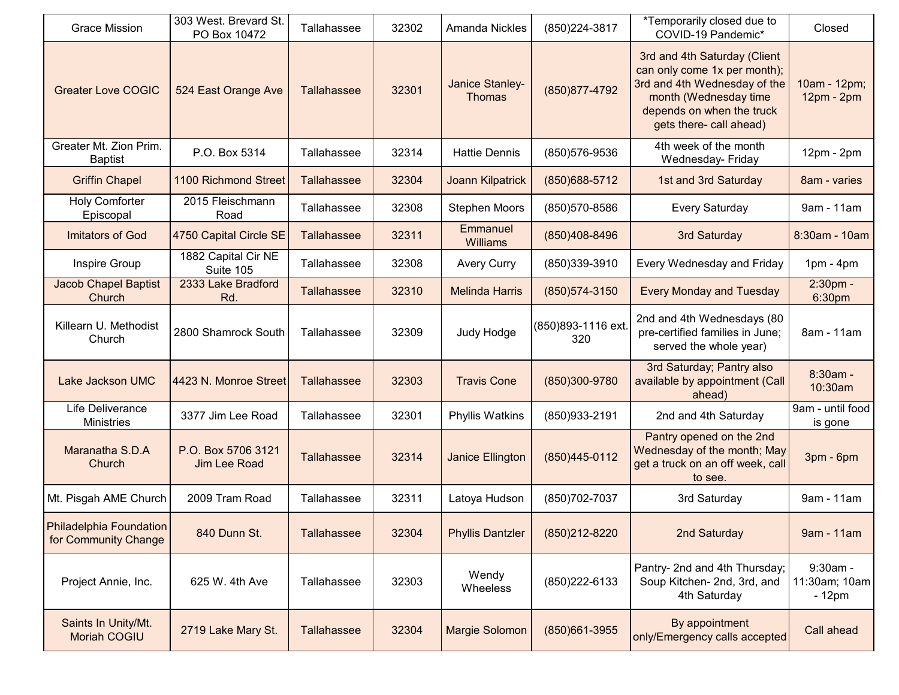| | | | | | | | |
|---|---|---|---|---|---|---|---|
| Grace Mission | 303 West. Brevard St. PO Box 10472 | Tallahassee | 32302 | Amanda Nickles | (850)224-3817 | *Temporarily closed due to COVID-19 Pandemic* | Closed |
| Greater Love COGIC | 524 East Orange Ave | Tallahassee | 32301 | Janice Stanley-Thomas | (850)877-4792 | 3rd and 4th Saturday (Client can only come 1x per month); 3rd and 4th Wednesday of the month (Wednesday time depends on when the truck gets there- call ahead) | 10am - 12pm; 12pm - 2pm |
| Greater Mt. Zion Prim. Baptist | P.O. Box 5314 | Tallahassee | 32314 | Hattie Dennis | (850)576-9536 | 4th week of the month Wednesday- Friday | 12pm - 2pm |
| Griffin Chapel | 1100 Richmond Street | Tallahassee | 32304 | Joann Kilpatrick | (850)688-5712 | 1st and 3rd Saturday | 8am - varies |
| Holy Comforter Episcopal | 2015 Fleischmann Road | Tallahassee | 32308 | Stephen Moors | (850)570-8586 | Every Saturday | 9am - 11am |
| Imitators of God | 4750 Capital Circle SE | Tallahassee | 32311 | Emmanuel Williams | (850)408-8496 | 3rd Saturday | 8:30am - 10am |
| Inspire Group | 1882 Capital Cir NE Suite 105 | Tallahassee | 32308 | Avery Curry | (850)339-3910 | Every Wednesday and Friday | 1pm - 4pm |
| Jacob Chapel Baptist Church | 2333 Lake Bradford Rd. | Tallahassee | 32310 | Melinda Harris | (850)574-3150 | Every Monday and Tuesday | 2:30pm - 6:30pm |
| Killearn U. Methodist Church | 2800 Shamrock South | Tallahassee | 32309 | Judy Hodge | (850)893-1116 ext. 320 | 2nd and 4th Wednesdays (80 pre-certified families in June; served the whole year) | 8am - 11am |
| Lake Jackson UMC | 4423 N. Monroe Street | Tallahassee | 32303 | Travis Cone | (850)300-9780 | 3rd Saturday; Pantry also available by appointment (Call ahead) | 8:30am - 10:30am |
| Life Deliverance Ministries | 3377 Jim Lee Road | Tallahassee | 32301 | Phyllis Watkins | (850)933-2191 | 2nd and 4th Saturday | 9am - until food is gone |
| Maranatha S.D.A Church | P.O. Box 5706 3121 Jim Lee Road | Tallahassee | 32314 | Janice Ellington | (850)445-0112 | Pantry opened on the 2nd Wednesday of the month; May get a truck on an off week, call to see. | 3pm - 6pm |
| Mt. Pisgah AME Church | 2009 Tram Road | Tallahassee | 32311 | Latoya Hudson | (850)702-7037 | 3rd Saturday | 9am - 11am |
| Philadelphia Foundation for Community Change | 840 Dunn St. | Tallahassee | 32304 | Phyllis Dantzler | (850)212-8220 | 2nd Saturday | 9am - 11am |
| Project Annie, Inc. | 625 W. 4th Ave | Tallahassee | 32303 | Wendy Wheeless | (850)222-6133 | Pantry- 2nd and 4th Thursday; Soup Kitchen- 2nd, 3rd, and 4th Saturday | 9:30am - 11:30am; 10am - 12pm |
| Saints In Unity/Mt. Moriah COGIU | 2719 Lake Mary St. | Tallahassee | 32304 | Margie Solomon | (850)661-3955 | By appointment only/Emergency calls accepted | Call ahead |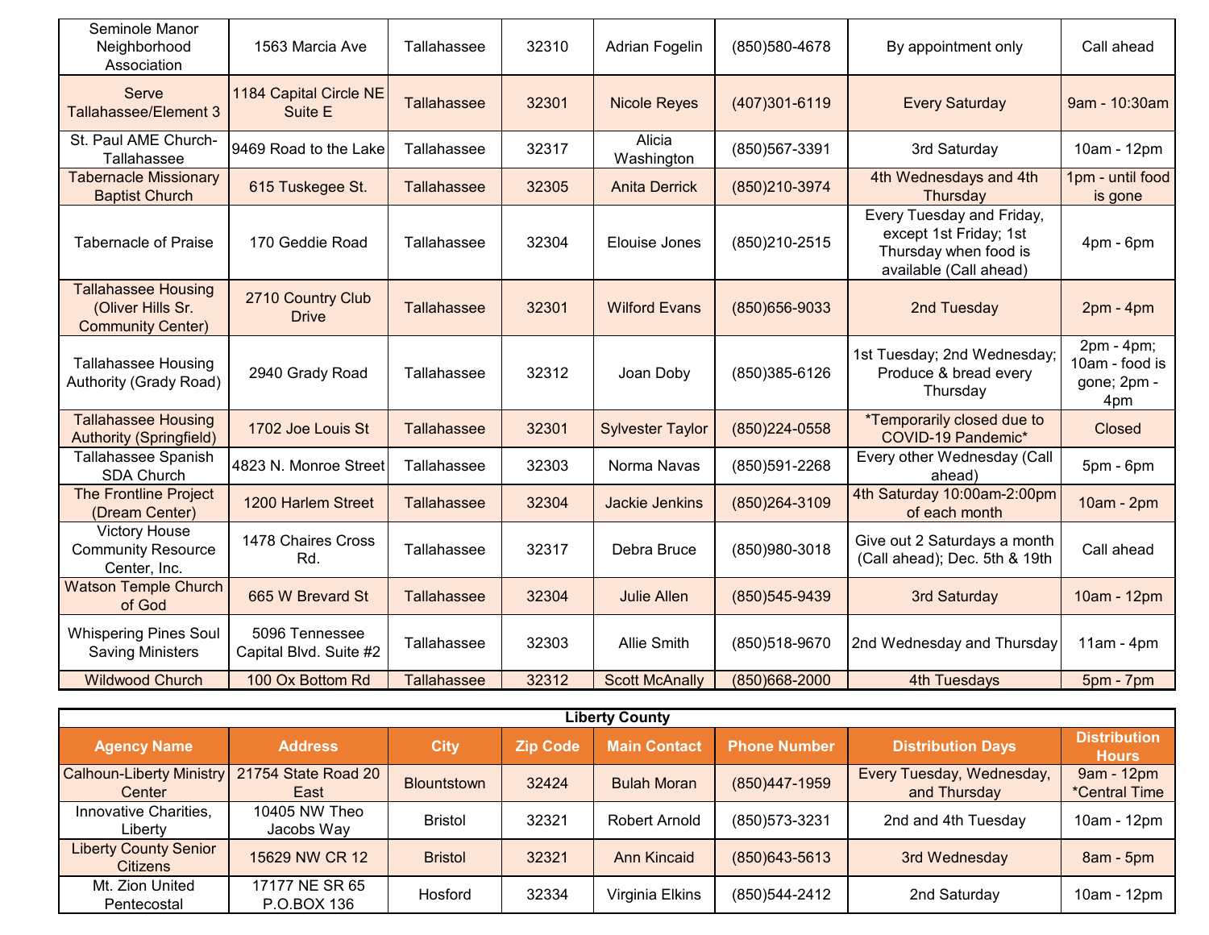| Seminole Manor Neighborhood Association | 1563 Marcia Ave | Tallahassee | 32310 | Adrian Fogelin | (850)580-4678 | By appointment only | Call ahead |
|---|---|---|---|---|---|---|---|
| Serve Tallahassee/Element 3 | 1184 Capital Circle NE Suite E | Tallahassee | 32301 | Nicole Reyes | (407)301-6119 | Every Saturday | 9am - 10:30am |
| St. Paul AME Church-Tallahassee | 9469 Road to the Lake | Tallahassee | 32317 | Alicia Washington | (850)567-3391 | 3rd Saturday | 10am - 12pm |
| Tabernacle Missionary Baptist Church | 615 Tuskegee St. | Tallahassee | 32305 | Anita Derrick | (850)210-3974 | 4th Wednesdays and 4th Thursday | 1pm - until food is gone |
| Tabernacle of Praise | 170 Geddie Road | Tallahassee | 32304 | Elouise Jones | (850)210-2515 | Every Tuesday and Friday, except 1st Friday; 1st Thursday when food is available (Call ahead) | 4pm - 6pm |
| Tallahassee Housing (Oliver Hills Sr. Community Center) | 2710 Country Club Drive | Tallahassee | 32301 | Wilford Evans | (850)656-9033 | 2nd Tuesday | 2pm - 4pm |
| Tallahassee Housing Authority (Grady Road) | 2940 Grady Road | Tallahassee | 32312 | Joan Doby | (850)385-6126 | 1st Tuesday; 2nd Wednesday; Produce & bread every Thursday | 2pm - 4pm; 10am - food is gone; 2pm - 4pm |
| Tallahassee Housing Authority (Springfield) | 1702 Joe Louis St | Tallahassee | 32301 | Sylvester Taylor | (850)224-0558 | *Temporarily closed due to COVID-19 Pandemic* | Closed |
| Tallahassee Spanish SDA Church | 4823 N. Monroe Street | Tallahassee | 32303 | Norma Navas | (850)591-2268 | Every other Wednesday (Call ahead) | 5pm - 6pm |
| The Frontline Project (Dream Center) | 1200 Harlem Street | Tallahassee | 32304 | Jackie Jenkins | (850)264-3109 | 4th Saturday 10:00am-2:00pm of each month | 10am - 2pm |
| Victory House Community Resource Center, Inc. | 1478 Chaires Cross Rd. | Tallahassee | 32317 | Debra Bruce | (850)980-3018 | Give out 2 Saturdays a month (Call ahead); Dec. 5th & 19th | Call ahead |
| Watson Temple Church of God | 665 W Brevard St | Tallahassee | 32304 | Julie Allen | (850)545-9439 | 3rd Saturday | 10am - 12pm |
| Whispering Pines Soul Saving Ministers | 5096 Tennessee Capital Blvd. Suite #2 | Tallahassee | 32303 | Allie Smith | (850)518-9670 | 2nd Wednesday and Thursday | 11am - 4pm |
| Wildwood Church | 100 Ox Bottom Rd | Tallahassee | 32312 | Scott McAnally | (850)668-2000 | 4th Tuesdays | 5pm - 7pm |

**Liberty County**

| Agency Name | Address | City | Zip Code | Main Contact | Phone Number | Distribution Days | Distribution Hours |
|---|---|---|---|---|---|---|---|
| Calhoun-Liberty Ministry Center | 21754 State Road 20 East | Blountstown | 32424 | Bulah Moran | (850)447-1959 | Every Tuesday, Wednesday, and Thursday | 9am - 12pm *Central Time |
| Innovative Charities, Liberty | 10405 NW Theo Jacobs Way | Bristol | 32321 | Robert Arnold | (850)573-3231 | 2nd and 4th Tuesday | 10am - 12pm |
| Liberty County Senior Citizens | 15629 NW CR 12 | Bristol | 32321 | Ann Kincaid | (850)643-5613 | 3rd Wednesday | 8am - 5pm |
| Mt. Zion United Pentecostal | 17177 NE SR 65 P.O.BOX 136 | Hosford | 32334 | Virginia Elkins | (850)544-2412 | 2nd Saturday | 10am - 12pm |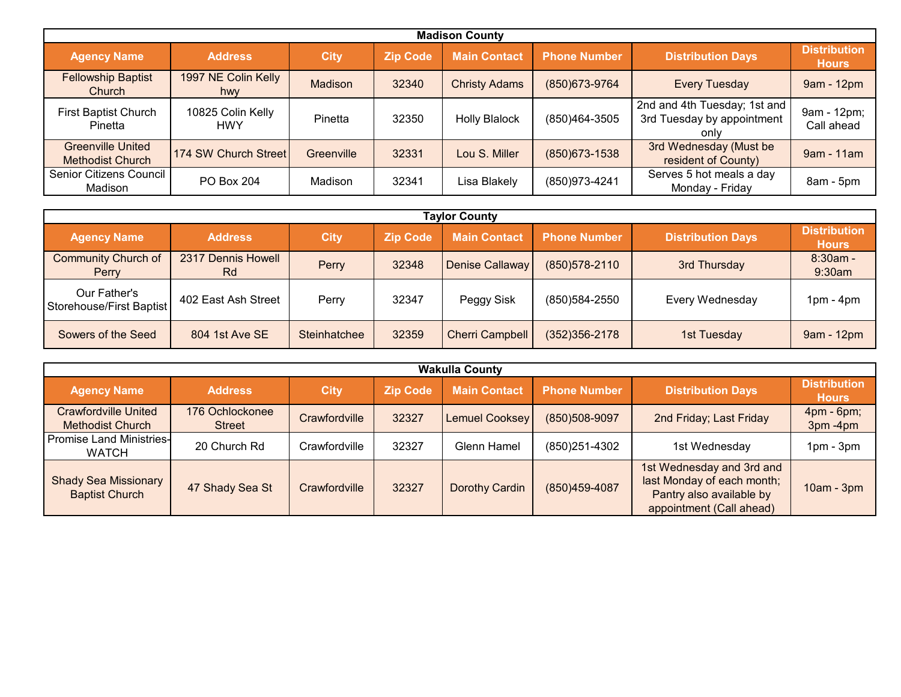## Madison County

| Agency Name | Address | City | Zip Code | Main Contact | Phone Number | Distribution Days | Distribution Hours |
|---|---|---|---|---|---|---|---|
| Fellowship Baptist Church | 1997 NE Colin Kelly hwy | Madison | 32340 | Christy Adams | (850)673-9764 | Every Tuesday | 9am - 12pm |
| First Baptist Church Pinetta | 10825 Colin Kelly HWY | Pinetta | 32350 | Holly Blalock | (850)464-3505 | 2nd and 4th Tuesday; 1st and 3rd Tuesday by appointment only | 9am - 12pm; Call ahead |
| Greenville United Methodist Church | 174 SW Church Street | Greenville | 32331 | Lou S. Miller | (850)673-1538 | 3rd Wednesday (Must be resident of County) | 9am - 11am |
| Senior Citizens Council Madison | PO Box 204 | Madison | 32341 | Lisa Blakely | (850)973-4241 | Serves 5 hot meals a day Monday - Friday | 8am - 5pm |

## Taylor County

| Agency Name | Address | City | Zip Code | Main Contact | Phone Number | Distribution Days | Distribution Hours |
|---|---|---|---|---|---|---|---|
| Community Church of Perry | 2317 Dennis Howell Rd | Perry | 32348 | Denise Callaway | (850)578-2110 | 3rd Thursday | 8:30am - 9:30am |
| Our Father's Storehouse/First Baptist | 402 East Ash Street | Perry | 32347 | Peggy Sisk | (850)584-2550 | Every Wednesday | 1pm - 4pm |
| Sowers of the Seed | 804 1st Ave SE | Steinhatchee | 32359 | Cherri Campbell | (352)356-2178 | 1st Tuesday | 9am - 12pm |

## Wakulla County

| Agency Name | Address | City | Zip Code | Main Contact | Phone Number | Distribution Days | Distribution Hours |
|---|---|---|---|---|---|---|---|
| Crawfordville United Methodist Church | 176 Ochlockonee Street | Crawfordville | 32327 | Lemuel Cooksey | (850)508-9097 | 2nd Friday; Last Friday | 4pm - 6pm; 3pm -4pm |
| Promise Land Ministries-WATCH | 20 Church Rd | Crawfordville | 32327 | Glenn Hamel | (850)251-4302 | 1st Wednesday | 1pm - 3pm |
| Shady Sea Missionary Baptist Church | 47 Shady Sea St | Crawfordville | 32327 | Dorothy Cardin | (850)459-4087 | 1st Wednesday and 3rd and last Monday of each month; Pantry also available by appointment (Call ahead) | 10am - 3pm |